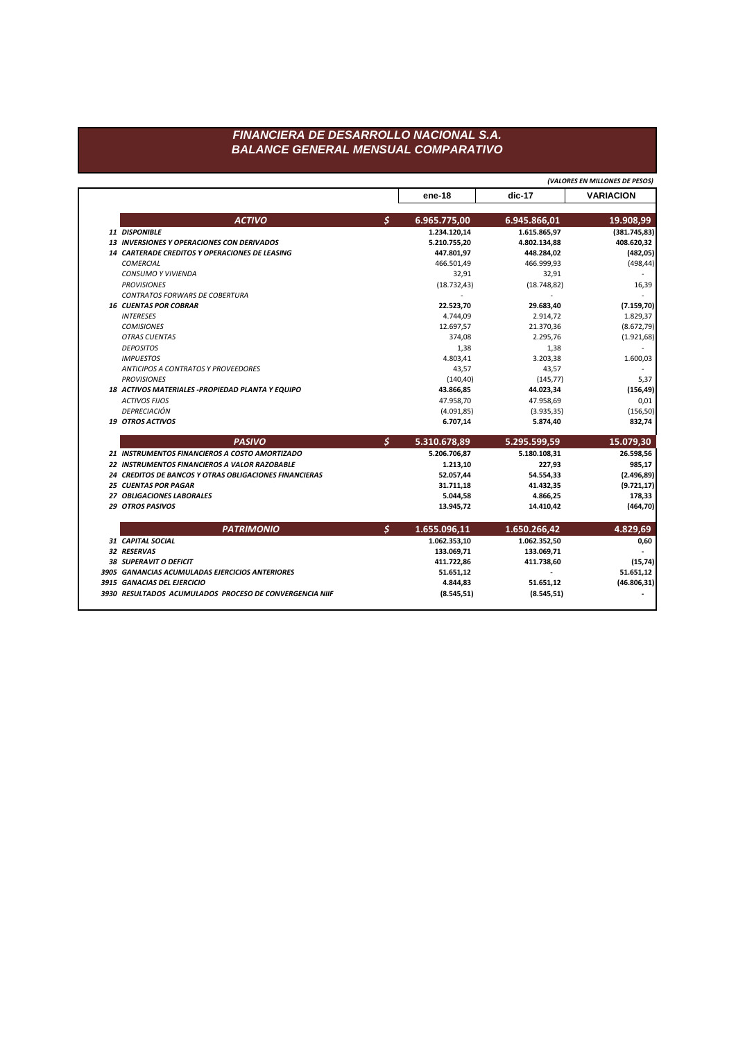# FINANCIERA DE DESARROLLO NACIONAL S.A.
## BALANCE GENERAL MENSUAL COMPARATIVO

*(VALORES EN MILLONES DE PESOS)*

| | | ene-18 | dic-17 | VARIACION |
|---|---|---|---|---|
| ***ACTIVO*** | $ | **6.965.775,00** | **6.945.866,01** | **19.908,99** |
| ***11 DISPONIBLE*** | | **1.234.120,14** | **1.615.865,97** | **(381.745,83)** |
| ***13 INVERSIONES Y OPERACIONES CON DERIVADOS*** | | **5.210.755,20** | **4.802.134,88** | **408.620,32** |
| ***14 CARTERADE CREDITOS Y OPERACIONES DE LEASING*** | | **447.801,97** | **448.284,02** | **(482,05)** |
| *COMERCIAL* | | 466.501,49 | 466.999,93 | (498,44) |
| *CONSUMO Y VIVIENDA* | | 32,91 | 32,91 | - |
| *PROVISIONES* | | (18.732,43) | (18.748,82) | 16,39 |
| *CONTRATOS FORWARS DE COBERTURA* | | - | - | - |
| ***16 CUENTAS POR COBRAR*** | | **22.523,70** | **29.683,40** | **(7.159,70)** |
| *INTERESES* | | 4.744,09 | 2.914,72 | 1.829,37 |
| *COMISIONES* | | 12.697,57 | 21.370,36 | (8.672,79) |
| *OTRAS CUENTAS* | | 374,08 | 2.295,76 | (1.921,68) |
| *DEPOSITOS* | | 1,38 | 1,38 | - |
| *IMPUESTOS* | | 4.803,41 | 3.203,38 | 1.600,03 |
| *ANTICIPOS A CONTRATOS Y PROVEEDORES* | | 43,57 | 43,57 | - |
| *PROVISIONES* | | (140,40) | (145,77) | 5,37 |
| ***18 ACTIVOS MATERIALES -PROPIEDAD PLANTA Y EQUIPO*** | | **43.866,85** | **44.023,34** | **(156,49)** |
| *ACTIVOS FIJOS* | | 47.958,70 | 47.958,69 | 0,01 |
| *DEPRECIACIÓN* | | (4.091,85) | (3.935,35) | (156,50) |
| ***19 OTROS ACTIVOS*** | | **6.707,14** | **5.874,40** | **832,74** |
| ***PASIVO*** | $ | **5.310.678,89** | **5.295.599,59** | **15.079,30** |
| ***21 INSTRUMENTOS FINANCIEROS A COSTO AMORTIZADO*** | | **5.206.706,87** | **5.180.108,31** | **26.598,56** |
| ***22 INSTRUMENTOS FINANCIEROS A VALOR RAZOBABLE*** | | **1.213,10** | **227,93** | **985,17** |
| ***24 CREDITOS DE BANCOS Y OTRAS OBLIGACIONES FINANCIERAS*** | | **52.057,44** | **54.554,33** | **(2.496,89)** |
| ***25 CUENTAS POR PAGAR*** | | **31.711,18** | **41.432,35** | **(9.721,17)** |
| ***27 OBLIGACIONES LABORALES*** | | **5.044,58** | **4.866,25** | **178,33** |
| ***29 OTROS PASIVOS*** | | **13.945,72** | **14.410,42** | **(464,70)** |
| ***PATRIMONIO*** | $ | **1.655.096,11** | **1.650.266,42** | **4.829,69** |
| ***31 CAPITAL SOCIAL*** | | **1.062.353,10** | **1.062.352,50** | **0,60** |
| ***32 RESERVAS*** | | **133.069,71** | **133.069,71** | **-** |
| ***38 SUPERAVIT O DEFICIT*** | | **411.722,86** | **411.738,60** | **(15,74)** |
| ***3905 GANANCIAS ACUMULADAS EJERCICIOS ANTERIORES*** | | **51.651,12** | **-** | **51.651,12** |
| ***3915 GANACIAS DEL EJERCICIO*** | | **4.844,83** | **51.651,12** | **(46.806,31)** |
| ***3930 RESULTADOS ACUMULADOS PROCESO DE CONVERGENCIA NIIF*** | | **(8.545,51)** | **(8.545,51)** | **-** |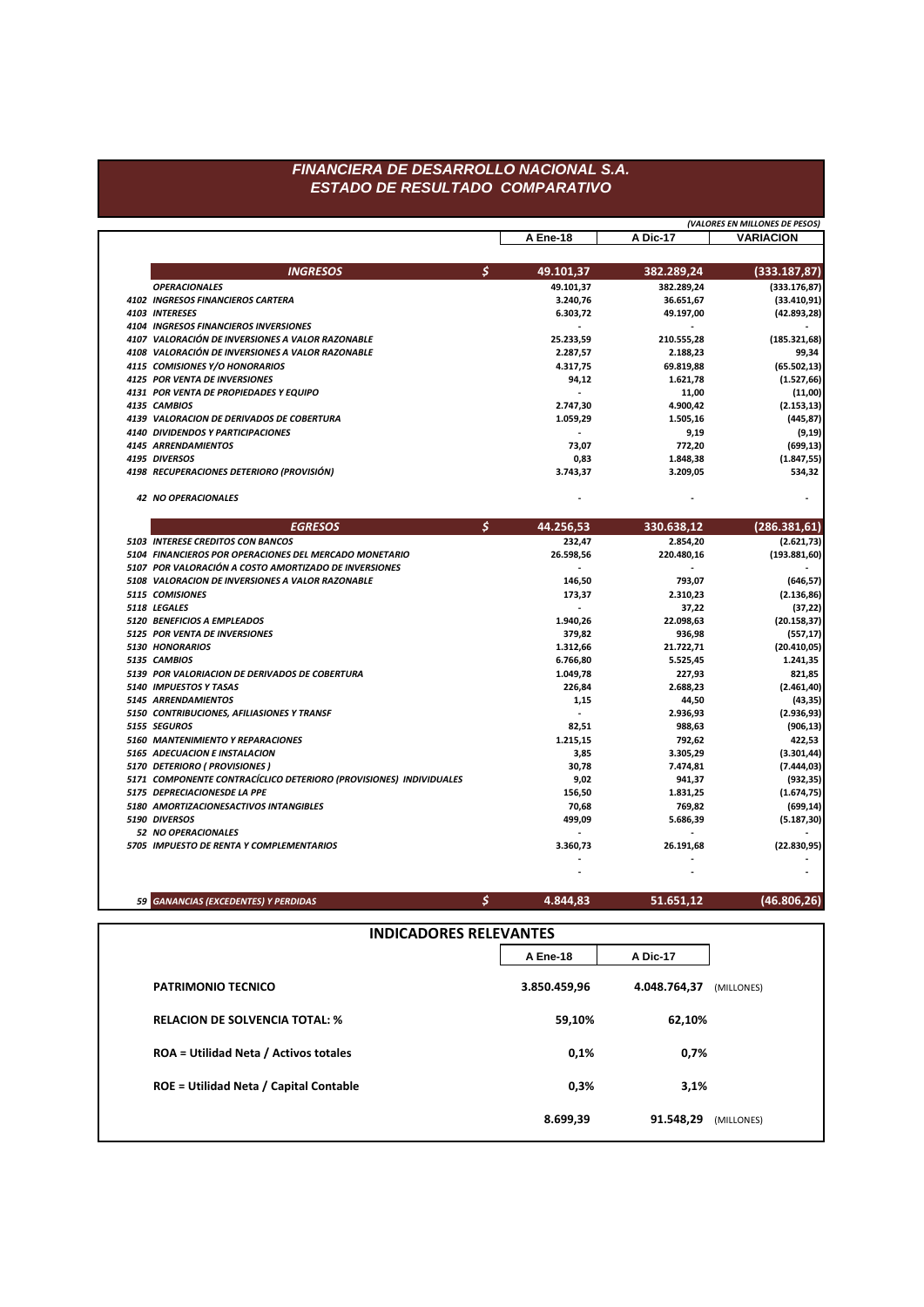# FINANCIERA DE DESARROLLO NACIONAL S.A.
## ESTADO DE RESULTADO COMPARATIVO

*(VALORES EN MILLONES DE PESOS)*

| | | A Ene-18 | A Dic-17 | VARIACION |
|---|---|---|---|---|
| ***INGRESOS*** | $ | **49.101,37** | **382.289,24** | **(333.187,87)** |
| ***OPERACIONALES*** | | **49.101,37** | **382.289,24** | **(333.176,87)** |
| ***4102 INGRESOS FINANCIEROS CARTERA*** | | 3.240,76 | 36.651,67 | (33.410,91) |
| ***4103 INTERESES*** | | 6.303,72 | 49.197,00 | (42.893,28) |
| ***4104 INGRESOS FINANCIEROS INVERSIONES*** | | - | - | - |
| ***4107 VALORACIÓN DE INVERSIONES A VALOR RAZONABLE*** | | 25.233,59 | 210.555,28 | (185.321,68) |
| ***4108 VALORACIÓN DE INVERSIONES A VALOR RAZONABLE*** | | 2.287,57 | 2.188,23 | 99,34 |
| ***4115 COMISIONES Y/O HONORARIOS*** | | 4.317,75 | 69.819,88 | (65.502,13) |
| ***4125 POR VENTA DE INVERSIONES*** | | 94,12 | 1.621,78 | (1.527,66) |
| ***4131 POR VENTA DE PROPIEDADES Y EQUIPO*** | | - | 11,00 | (11,00) |
| ***4135 CAMBIOS*** | | 2.747,30 | 4.900,42 | (2.153,13) |
| ***4139 VALORACION DE DERIVADOS DE COBERTURA*** | | 1.059,29 | 1.505,16 | (445,87) |
| ***4140 DIVIDENDOS Y PARTICIPACIONES*** | | - | 9,19 | (9,19) |
| ***4145 ARRENDAMIENTOS*** | | 73,07 | 772,20 | (699,13) |
| ***4195 DIVERSOS*** | | 0,83 | 1.848,38 | (1.847,55) |
| ***4198 RECUPERACIONES DETERIORO (PROVISIÓN)*** | | 3.743,37 | 3.209,05 | 534,32 |
| ***42 NO OPERACIONALES*** | | - | - | - |
| ***EGRESOS*** | $ | **44.256,53** | **330.638,12** | **(286.381,61)** |
| ***5103 INTERESE CREDITOS CON BANCOS*** | | 232,47 | 2.854,20 | (2.621,73) |
| ***5104 FINANCIEROS POR OPERACIONES DEL MERCADO MONETARIO*** | | 26.598,56 | 220.480,16 | (193.881,60) |
| ***5107 POR VALORACIÓN A COSTO AMORTIZADO DE INVERSIONES*** | | - | - | - |
| ***5108 VALORACION DE INVERSIONES A VALOR RAZONABLE*** | | 146,50 | 793,07 | (646,57) |
| ***5115 COMISIONES*** | | 173,37 | 2.310,23 | (2.136,86) |
| ***5118 LEGALES*** | | - | 37,22 | (37,22) |
| ***5120 BENEFICIOS A EMPLEADOS*** | | 1.940,26 | 22.098,63 | (20.158,37) |
| ***5125 POR VENTA DE INVERSIONES*** | | 379,82 | 936,98 | (557,17) |
| ***5130 HONORARIOS*** | | 1.312,66 | 21.722,71 | (20.410,05) |
| ***5135 CAMBIOS*** | | 6.766,80 | 5.525,45 | 1.241,35 |
| ***5139 POR VALORIACION DE DERIVADOS DE COBERTURA*** | | 1.049,78 | 227,93 | 821,85 |
| ***5140 IMPUESTOS Y TASAS*** | | 226,84 | 2.688,23 | (2.461,40) |
| ***5145 ARRENDAMIENTOS*** | | 1,15 | 44,50 | (43,35) |
| ***5150 CONTRIBUCIONES, AFILIASIONES Y TRANSF*** | | - | 2.936,93 | (2.936,93) |
| ***5155 SEGUROS*** | | 82,51 | 988,63 | (906,13) |
| ***5160 MANTENIMIENTO Y REPARACIONES*** | | 1.215,15 | 792,62 | 422,53 |
| ***5165 ADECUACION E INSTALACION*** | | 3,85 | 3.305,29 | (3.301,44) |
| ***5170 DETERIORO ( PROVISIONES )*** | | 30,78 | 7.474,81 | (7.444,03) |
| ***5171 COMPONENTE CONTRACÍCLICO DETERIORO (PROVISIONES) INDIVIDUALES*** | | 9,02 | 941,37 | (932,35) |
| ***5175 DEPRECIACIONESDE LA PPE*** | | 156,50 | 1.831,25 | (1.674,75) |
| ***5180 AMORTIZACIONESACTIVOS INTANGIBLES*** | | 70,68 | 769,82 | (699,14) |
| ***5190 DIVERSOS*** | | 499,09 | 5.686,39 | (5.187,30) |
| ***52 NO OPERACIONALES*** | | - | - | - |
| ***5705 IMPUESTO DE RENTA Y COMPLEMENTARIOS*** | | 3.360,73 | 26.191,68 | (22.830,95) |
| | | - | - | - |
| | | - | - | - |
| ***59 GANANCIAS (EXCEDENTES) Y PERDIDAS*** | $ | **4.844,83** | **51.651,12** | **(46.806,26)** |

## INDICADORES RELEVANTES

| | A Ene-18 | A Dic-17 | |
|---|---|---|---|
| **PATRIMONIO TECNICO** | **3.850.459,96** | **4.048.764,37** | (MILLONES) |
| **RELACION DE SOLVENCIA TOTAL: %** | **59,10%** | **62,10%** | |
| **ROA = Utilidad Neta / Activos totales** | **0,1%** | **0,7%** | |
| **ROE = Utilidad Neta / Capital Contable** | **0,3%** | **3,1%** | |
| | **8.699,39** | **91.548,29** | (MILLONES) |